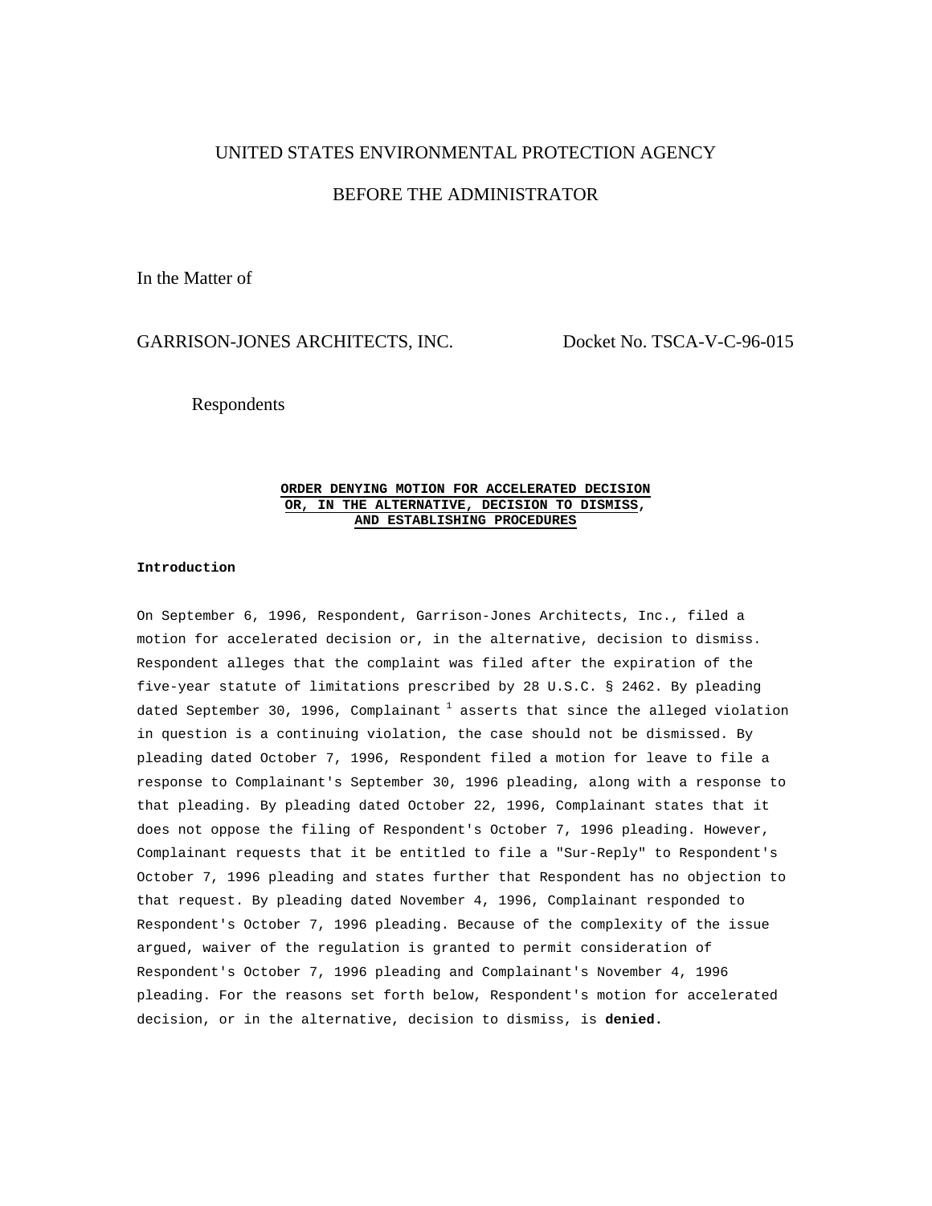UNITED STATES ENVIRONMENTAL PROTECTION AGENCY

BEFORE THE ADMINISTRATOR

In the Matter of

GARRISON-JONES ARCHITECTS, INC. Docket No. TSCA-V-C-96-015

Respondents

**ORDER DENYING MOTION FOR ACCELERATED DECISION OR, IN THE ALTERNATIVE, DECISION TO DISMISS, AND ESTABLISHING PROCEDURES**

**Introduction**

On September 6, 1996, Respondent, Garrison-Jones Architects, Inc., filed a motion for accelerated decision or, in the alternative, decision to dismiss. Respondent alleges that the complaint was filed after the expiration of the five-year statute of limitations prescribed by 28 U.S.C. § 2462. By pleading dated September 30, 1996, Complainant [1] asserts that since the alleged violation in question is a continuing violation, the case should not be dismissed. By pleading dated October 7, 1996, Respondent filed a motion for leave to file a response to Complainant's September 30, 1996 pleading, along with a response to that pleading. By pleading dated October 22, 1996, Complainant states that it does not oppose the filing of Respondent's October 7, 1996 pleading. However, Complainant requests that it be entitled to file a "Sur-Reply" to Respondent's October 7, 1996 pleading and states further that Respondent has no objection to that request. By pleading dated November 4, 1996, Complainant responded to Respondent's October 7, 1996 pleading. Because of the complexity of the issue argued, waiver of the regulation is granted to permit consideration of Respondent's October 7, 1996 pleading and Complainant's November 4, 1996 pleading. For the reasons set forth below, Respondent's motion for accelerated decision, or in the alternative, decision to dismiss, is **denied.**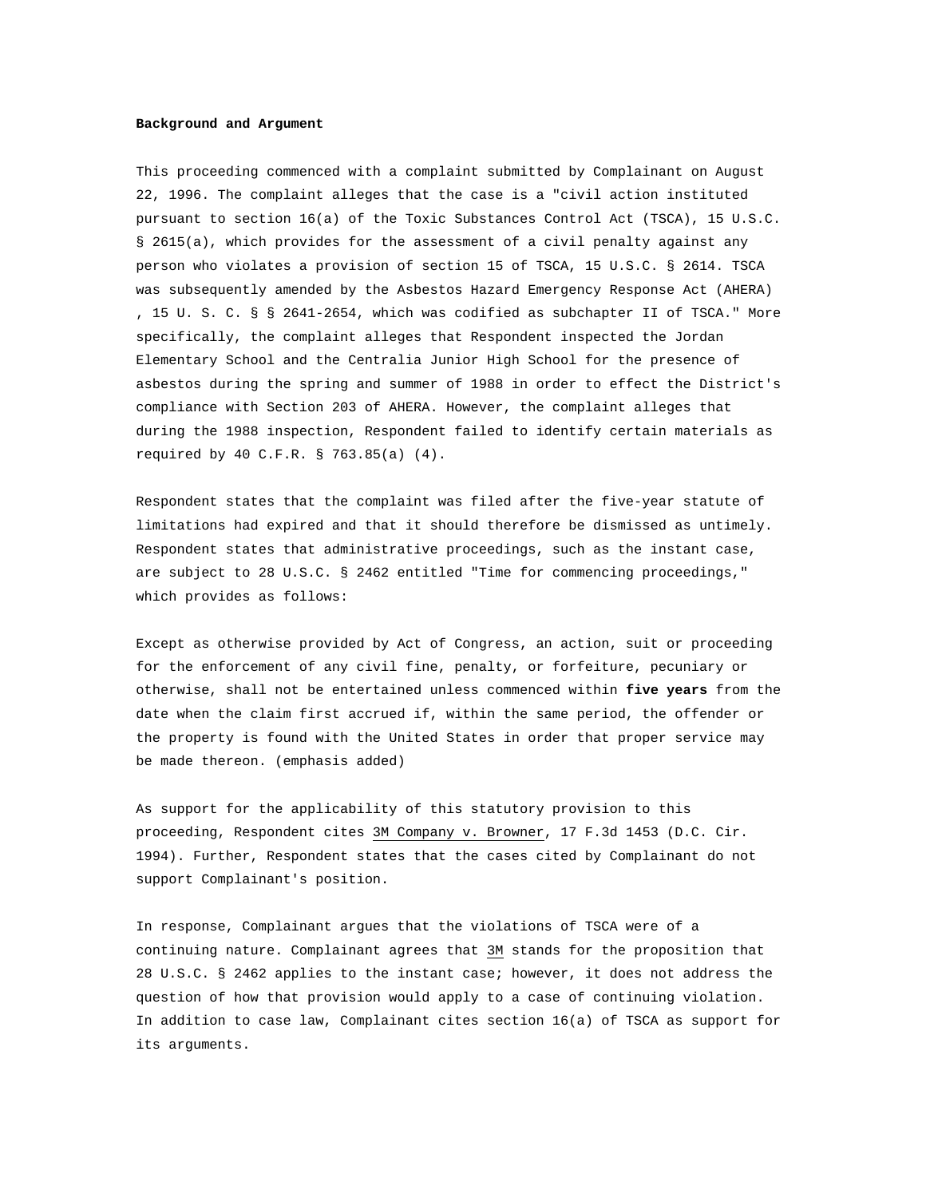**Background and Argument**

This proceeding commenced with a complaint submitted by Complainant on August 22, 1996. The complaint alleges that the case is a "civil action instituted pursuant to section 16(a) of the Toxic Substances Control Act (TSCA), 15 U.S.C. § 2615(a), which provides for the assessment of a civil penalty against any person who violates a provision of section 15 of TSCA, 15 U.S.C. § 2614. TSCA was subsequently amended by the Asbestos Hazard Emergency Response Act (AHERA) , 15 U. S. C. § § 2641-2654, which was codified as subchapter II of TSCA." More specifically, the complaint alleges that Respondent inspected the Jordan Elementary School and the Centralia Junior High School for the presence of asbestos during the spring and summer of 1988 in order to effect the District's compliance with Section 203 of AHERA. However, the complaint alleges that during the 1988 inspection, Respondent failed to identify certain materials as required by 40 C.F.R. § 763.85(a) (4).

Respondent states that the complaint was filed after the five-year statute of limitations had expired and that it should therefore be dismissed as untimely. Respondent states that administrative proceedings, such as the instant case, are subject to 28 U.S.C. § 2462 entitled "Time for commencing proceedings," which provides as follows:

Except as otherwise provided by Act of Congress, an action, suit or proceeding for the enforcement of any civil fine, penalty, or forfeiture, pecuniary or otherwise, shall not be entertained unless commenced within **five years** from the date when the claim first accrued if, within the same period, the offender or the property is found with the United States in order that proper service may be made thereon. (emphasis added)

As support for the applicability of this statutory provision to this proceeding, Respondent cites 3M Company v. Browner, 17 F.3d 1453 (D.C. Cir. 1994). Further, Respondent states that the cases cited by Complainant do not support Complainant's position.

In response, Complainant argues that the violations of TSCA were of a continuing nature. Complainant agrees that 3M stands for the proposition that 28 U.S.C. § 2462 applies to the instant case; however, it does not address the question of how that provision would apply to a case of continuing violation. In addition to case law, Complainant cites section 16(a) of TSCA as support for its arguments.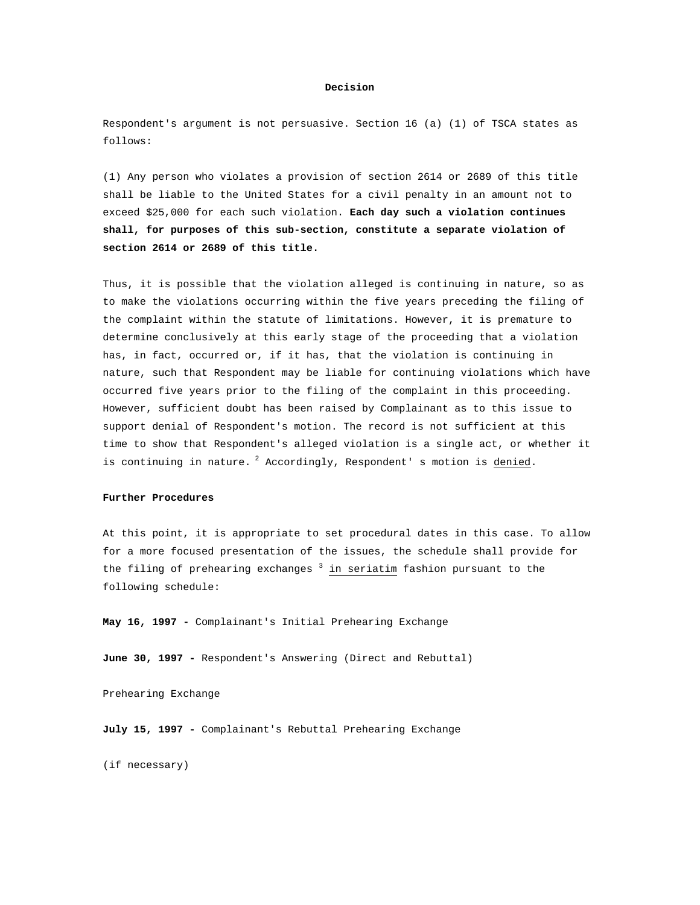**Decision**

Respondent's argument is not persuasive. Section 16 (a) (1) of TSCA states as follows:

(1) Any person who violates a provision of section 2614 or 2689 of this title shall be liable to the United States for a civil penalty in an amount not to exceed $25,000 for each such violation. **Each day such a violation continues shall, for purposes of this sub-section, constitute a separate violation of section 2614 or 2689 of this title.**

Thus, it is possible that the violation alleged is continuing in nature, so as to make the violations occurring within the five years preceding the filing of the complaint within the statute of limitations. However, it is premature to determine conclusively at this early stage of the proceeding that a violation has, in fact, occurred or, if it has, that the violation is continuing in nature, such that Respondent may be liable for continuing violations which have occurred five years prior to the filing of the complaint in this proceeding. However, sufficient doubt has been raised by Complainant as to this issue to support denial of Respondent's motion. The record is not sufficient at this time to show that Respondent's alleged violation is a single act, or whether it is continuing in nature.[2] Accordingly, Respondent' s motion is denied.

**Further Procedures**

At this point, it is appropriate to set procedural dates in this case. To allow for a more focused presentation of the issues, the schedule shall provide for the filing of prehearing exchanges[3] in seriatim fashion pursuant to the following schedule:

**May 16, 1997 -** Complainant's Initial Prehearing Exchange

**June 30, 1997 -** Respondent's Answering (Direct and Rebuttal)

Prehearing Exchange

**July 15, 1997 -** Complainant's Rebuttal Prehearing Exchange

(if necessary)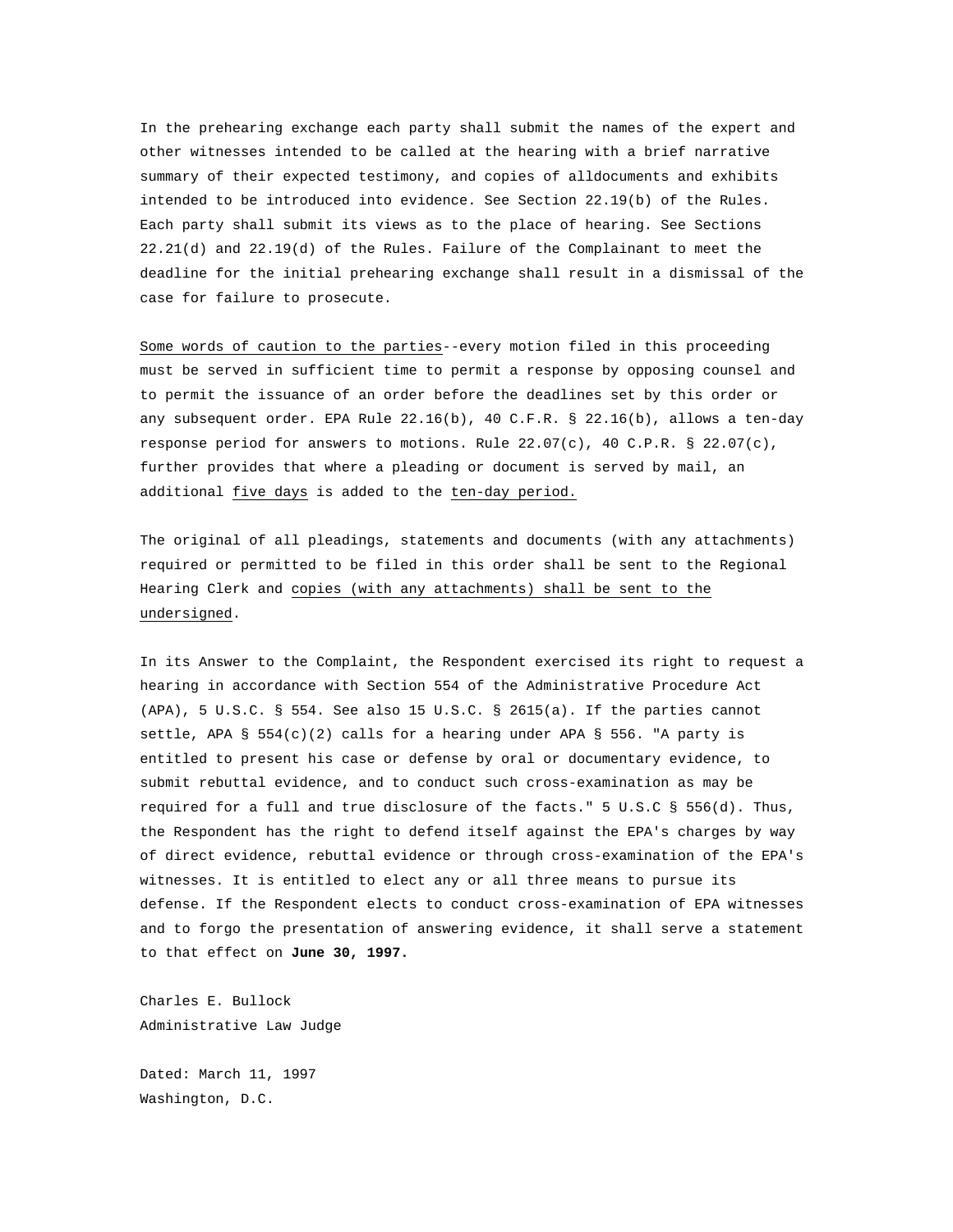In the prehearing exchange each party shall submit the names of the expert and other witnesses intended to be called at the hearing with a brief narrative summary of their expected testimony, and copies of alldocuments and exhibits intended to be introduced into evidence. See Section 22.19(b) of the Rules. Each party shall submit its views as to the place of hearing. See Sections 22.21(d) and 22.19(d) of the Rules. Failure of the Complainant to meet the deadline for the initial prehearing exchange shall result in a dismissal of the case for failure to prosecute.

Some words of caution to the parties--every motion filed in this proceeding must be served in sufficient time to permit a response by opposing counsel and to permit the issuance of an order before the deadlines set by this order or any subsequent order. EPA Rule 22.16(b), 40 C.F.R. § 22.16(b), allows a ten-day response period for answers to motions. Rule 22.07(c), 40 C.P.R. § 22.07(c), further provides that where a pleading or document is served by mail, an additional five days is added to the ten-day period.

The original of all pleadings, statements and documents (with any attachments) required or permitted to be filed in this order shall be sent to the Regional Hearing Clerk and copies (with any attachments) shall be sent to the undersigned.

In its Answer to the Complaint, the Respondent exercised its right to request a hearing in accordance with Section 554 of the Administrative Procedure Act (APA), 5 U.S.C. § 554. See also 15 U.S.C. § 2615(a). If the parties cannot settle, APA § 554(c)(2) calls for a hearing under APA § 556. "A party is entitled to present his case or defense by oral or documentary evidence, to submit rebuttal evidence, and to conduct such cross-examination as may be required for a full and true disclosure of the facts." 5 U.S.C § 556(d). Thus, the Respondent has the right to defend itself against the EPA's charges by way of direct evidence, rebuttal evidence or through cross-examination of the EPA's witnesses. It is entitled to elect any or all three means to pursue its defense. If the Respondent elects to conduct cross-examination of EPA witnesses and to forgo the presentation of answering evidence, it shall serve a statement to that effect on **June 30, 1997.**

Charles E. Bullock
Administrative Law Judge

Dated: March 11, 1997
Washington, D.C.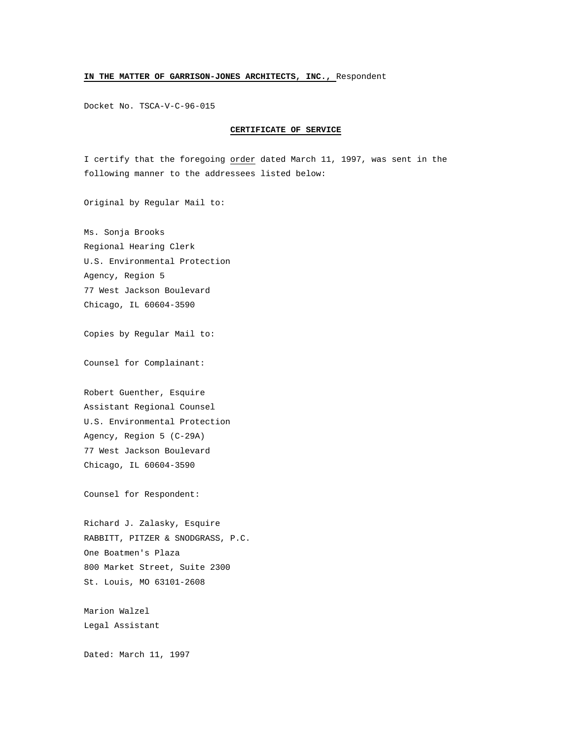**IN THE MATTER OF GARRISON-JONES ARCHITECTS, INC.,** Respondent

Docket No. TSCA-V-C-96-015

**CERTIFICATE OF SERVICE**

I certify that the foregoing order dated March 11, 1997, was sent in the following manner to the addressees listed below:

Original by Regular Mail to:

Ms. Sonja Brooks
Regional Hearing Clerk
U.S. Environmental Protection
Agency, Region 5
77 West Jackson Boulevard
Chicago, IL 60604-3590

Copies by Regular Mail to:

Counsel for Complainant:

Robert Guenther, Esquire
Assistant Regional Counsel
U.S. Environmental Protection
Agency, Region 5 (C-29A)
77 West Jackson Boulevard
Chicago, IL 60604-3590

Counsel for Respondent:

Richard J. Zalasky, Esquire
RABBITT, PITZER & SNODGRASS, P.C.
One Boatmen's Plaza
800 Market Street, Suite 2300
St. Louis, MO 63101-2608

Marion Walzel
Legal Assistant

Dated: March 11, 1997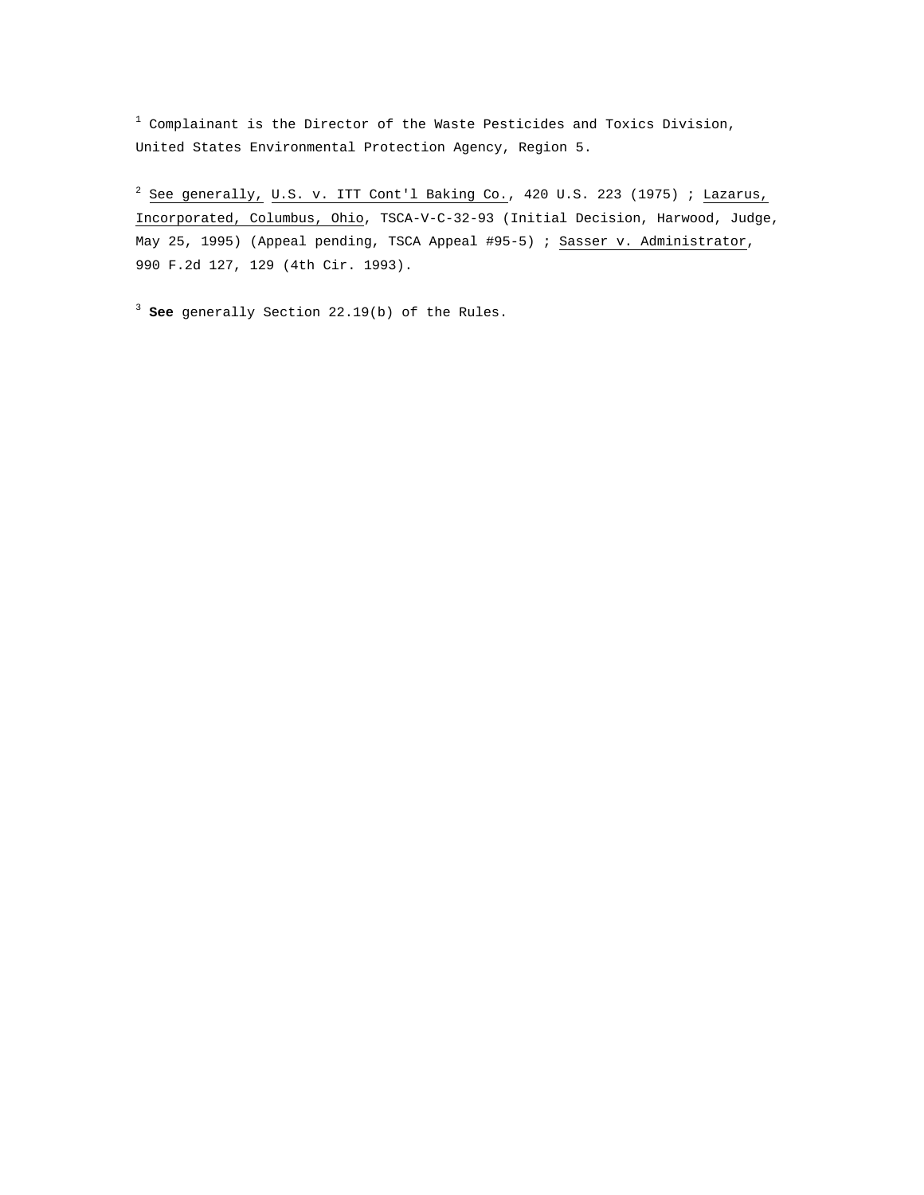[1] Complainant is the Director of the Waste Pesticides and Toxics Division, United States Environmental Protection Agency, Region 5.

[2] See generally, U.S. v. ITT Cont'l Baking Co., 420 U.S. 223 (1975) ; Lazarus, Incorporated, Columbus, Ohio, TSCA-V-C-32-93 (Initial Decision, Harwood, Judge, May 25, 1995) (Appeal pending, TSCA Appeal #95-5) ; Sasser v. Administrator, 990 F.2d 127, 129 (4th Cir. 1993).

[3] **See** generally Section 22.19(b) of the Rules.